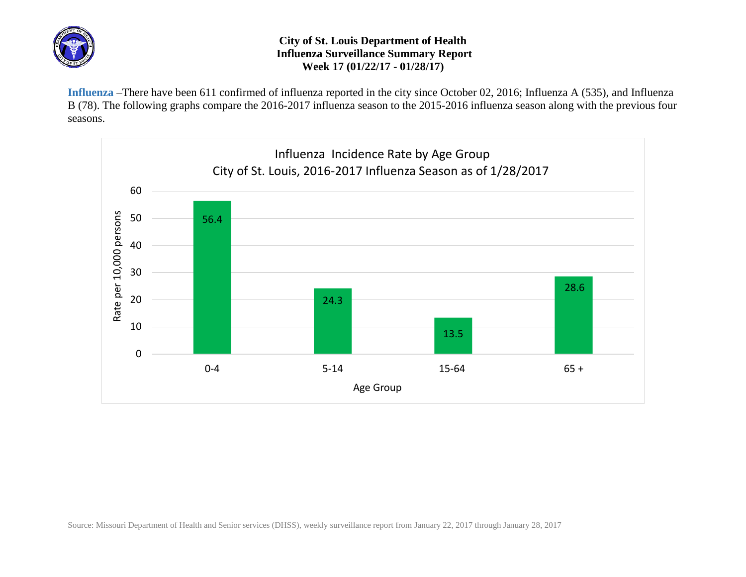**City of St. Louis Department of Health**
**Influenza Surveillance Summary Report**
**Week 17 (01/22/17 - 01/28/17)**

**Influenza** –There have been 611 confirmed of influenza reported in the city since October 02, 2016; Influenza A (535), and Influenza B (78). The following graphs compare the 2016-2017 influenza season to the 2015-2016 influenza season along with the previous four seasons.

Influenza Incidence Rate by Age Group
City of St. Louis, 2016-2017 Influenza Season as of 1/28/2017

| Age Group | Rate per 10,000 persons |
|---|---|
| 0-4 | 56.4 |
| 5-14 | 24.3 |
| 15-64 | 13.5 |
| 65 + | 28.6 |

Source: Missouri Department of Health and Senior services (DHSS), weekly surveillance report from January 22, 2017 through January 28, 2017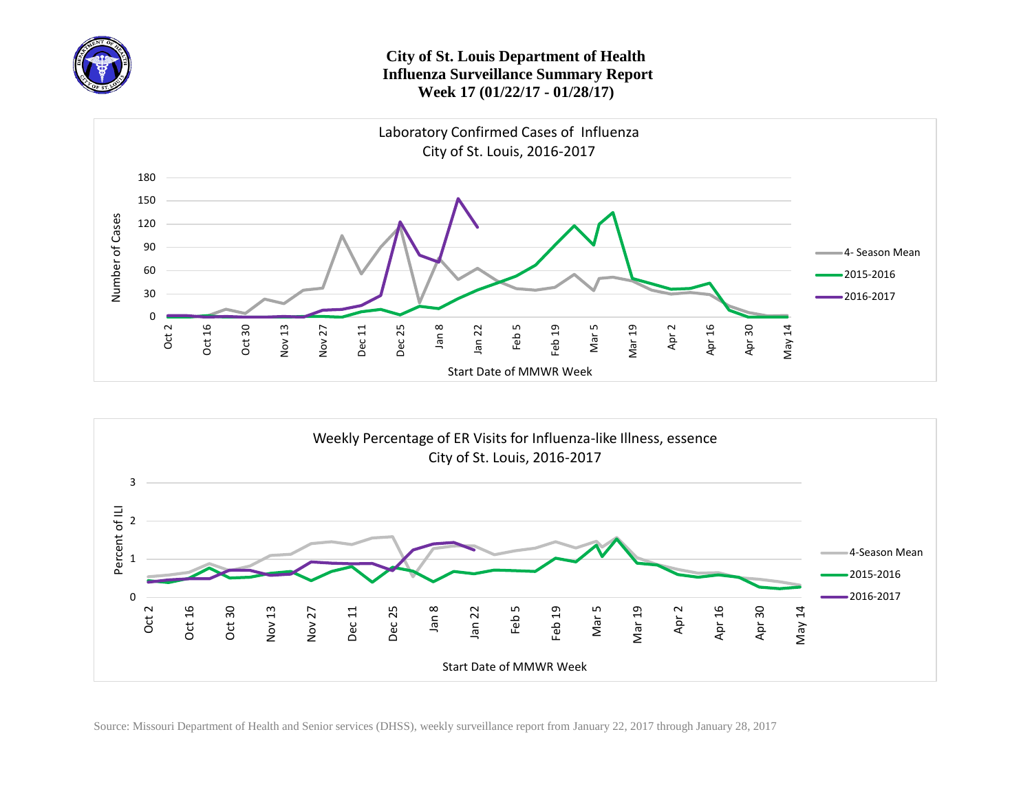# City of St. Louis Department of Health
## Influenza Surveillance Summary Report
## Week 17 (01/22/17 - 01/28/17)

Laboratory Confirmed Cases of Influenza
City of St. Louis, 2016-2017

Number of Cases

180
150
120
90
60
30
0

Oct 2
Oct 16
Oct 30
Nov 13
Nov 27
Dec 11
Dec 25
Jan 8
Jan 22
Feb 5
Feb 19
Mar 5
Mar 19
Apr 2
Apr 16
Apr 30
May 14

Start Date of MMWR Week

4- Season Mean
2015-2016
2016-2017

Weekly Percentage of ER Visits for Influenza-like Illness, essence
City of St. Louis, 2016-2017

Percent of ILI

3
2
1
0

Oct 2
Oct 16
Oct 30
Nov 13
Nov 27
Dec 11
Dec 25
Jan 8
Jan 22
Feb 5
Feb 19
Mar 5
Mar 19
Apr 2
Apr 16
Apr 30
May 14

Start Date of MMWR Week

4-Season Mean
2015-2016
2016-2017

Source: Missouri Department of Health and Senior services (DHSS), weekly surveillance report from January 22, 2017 through January 28, 2017